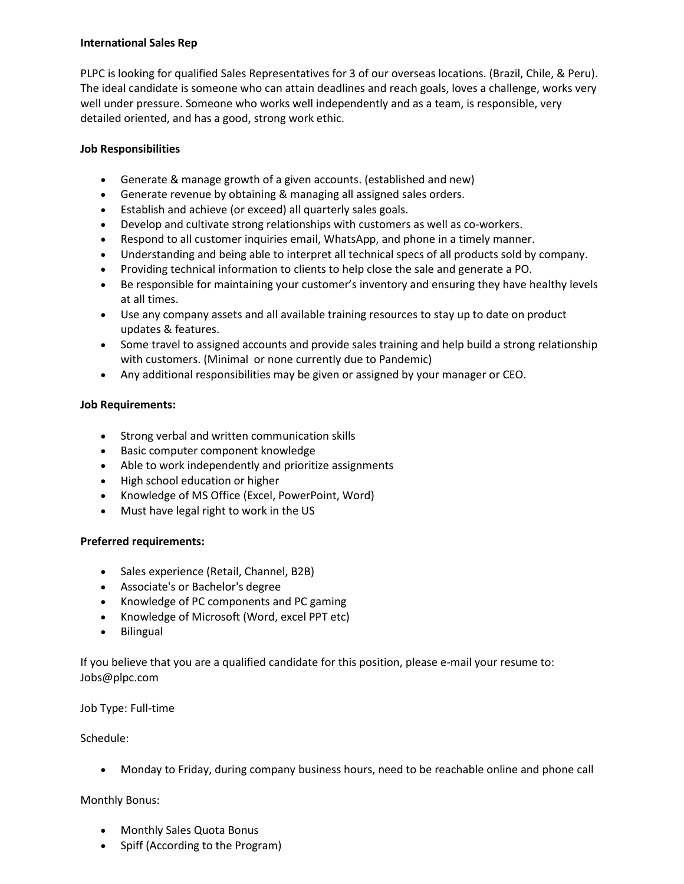**International Sales Rep**

PLPC is looking for qualified Sales Representatives for 3 of our overseas locations. (Brazil, Chile, & Peru). The ideal candidate is someone who can attain deadlines and reach goals, loves a challenge, works very well under pressure. Someone who works well independently and as a team, is responsible, very detailed oriented, and has a good, strong work ethic.

**Job Responsibilities**

- Generate & manage growth of a given accounts. (established and new)
- Generate revenue by obtaining & managing all assigned sales orders.
- Establish and achieve (or exceed) all quarterly sales goals.
- Develop and cultivate strong relationships with customers as well as co-workers.
- Respond to all customer inquiries email, WhatsApp, and phone in a timely manner.
- Understanding and being able to interpret all technical specs of all products sold by company.
- Providing technical information to clients to help close the sale and generate a PO.
- Be responsible for maintaining your customer's inventory and ensuring they have healthy levels at all times.
- Use any company assets and all available training resources to stay up to date on product updates & features.
- Some travel to assigned accounts and provide sales training and help build a strong relationship with customers. (Minimal or none currently due to Pandemic)
- Any additional responsibilities may be given or assigned by your manager or CEO.

**Job Requirements:**

- Strong verbal and written communication skills
- Basic computer component knowledge
- Able to work independently and prioritize assignments
- High school education or higher
- Knowledge of MS Office (Excel, PowerPoint, Word)
- Must have legal right to work in the US

**Preferred requirements:**

- Sales experience (Retail, Channel, B2B)
- Associate's or Bachelor's degree
- Knowledge of PC components and PC gaming
- Knowledge of Microsoft (Word, excel PPT etc)
- Bilingual

If you believe that you are a qualified candidate for this position, please e-mail your resume to: Jobs@plpc.com

Job Type: Full-time

Schedule:

- Monday to Friday, during company business hours, need to be reachable online and phone call

Monthly Bonus:

- Monthly Sales Quota Bonus
- Spiff (According to the Program)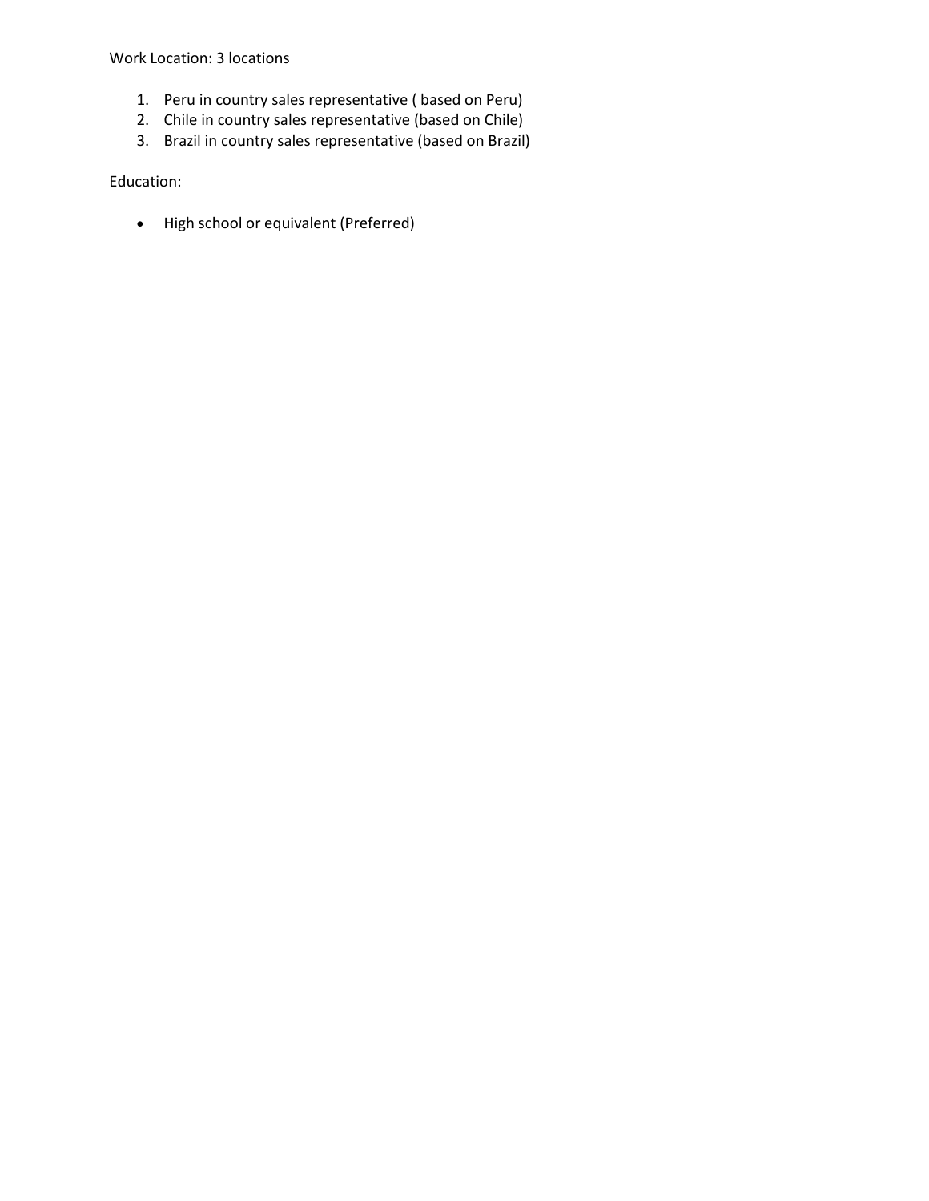Work Location: 3 locations

1. Peru in country sales representative ( based on Peru)
2. Chile in country sales representative (based on Chile)
3. Brazil in country sales representative (based on Brazil)

Education:

- High school or equivalent (Preferred)